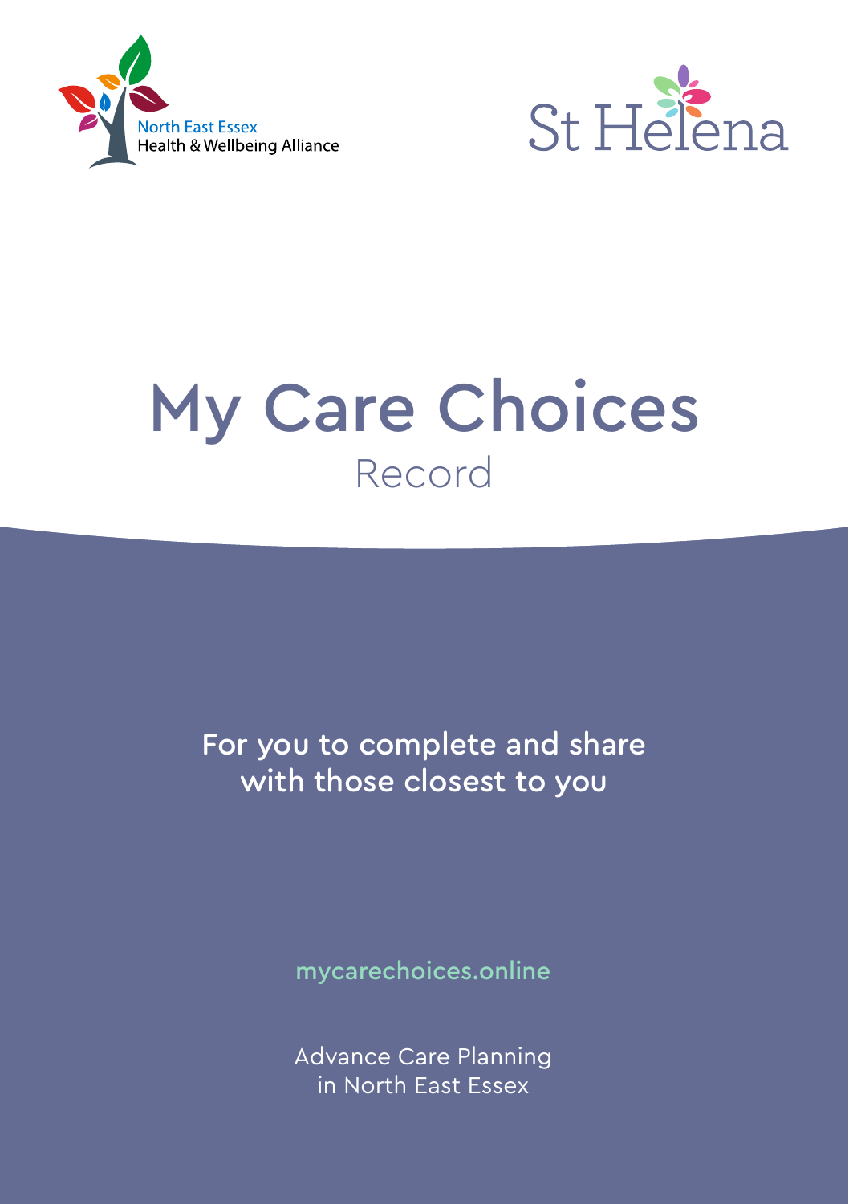North East Essex
Health & Wellbeing Alliance

St Helena

# My Care Choices
## Record

For you to complete and share with those closest to you

mycarechoices.online

Advance Care Planning in North East Essex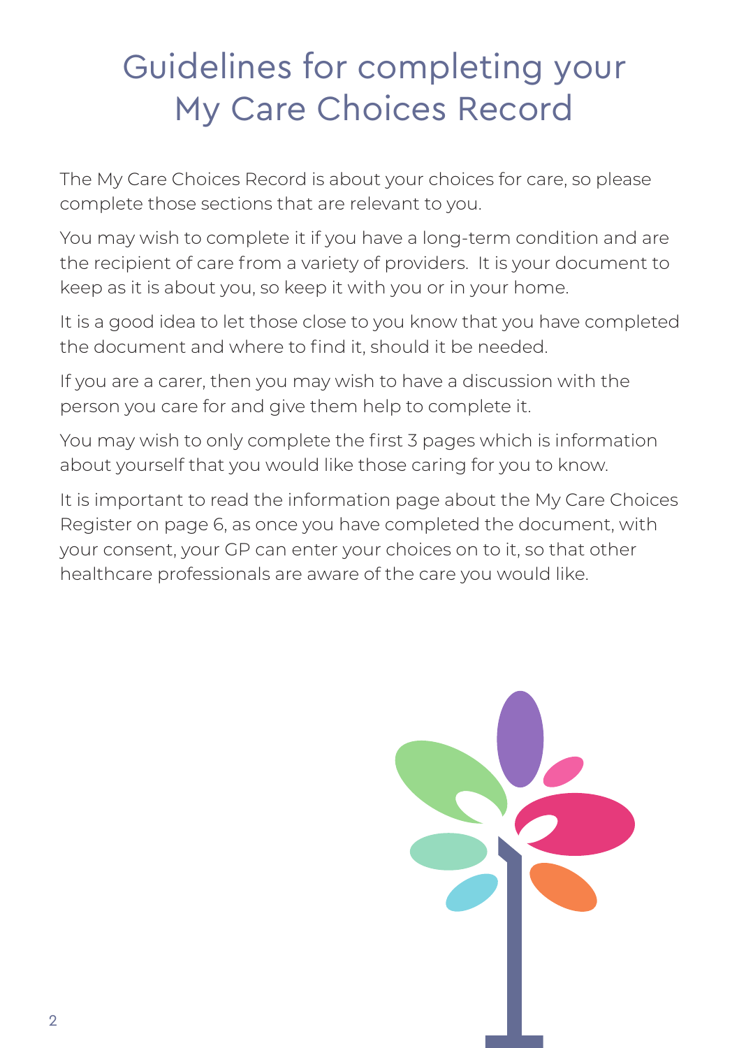# Guidelines for completing your My Care Choices Record

The My Care Choices Record is about your choices for care, so please complete those sections that are relevant to you.

You may wish to complete it if you have a long-term condition and are the recipient of care from a variety of providers. It is your document to keep as it is about you, so keep it with you or in your home.

It is a good idea to let those close to you know that you have completed the document and where to find it, should it be needed.

If you are a carer, then you may wish to have a discussion with the person you care for and give them help to complete it.

You may wish to only complete the first 3 pages which is information about yourself that you would like those caring for you to know.

It is important to read the information page about the My Care Choices Register on page 6, as once you have completed the document, with your consent, your GP can enter your choices on to it, so that other healthcare professionals are aware of the care you would like.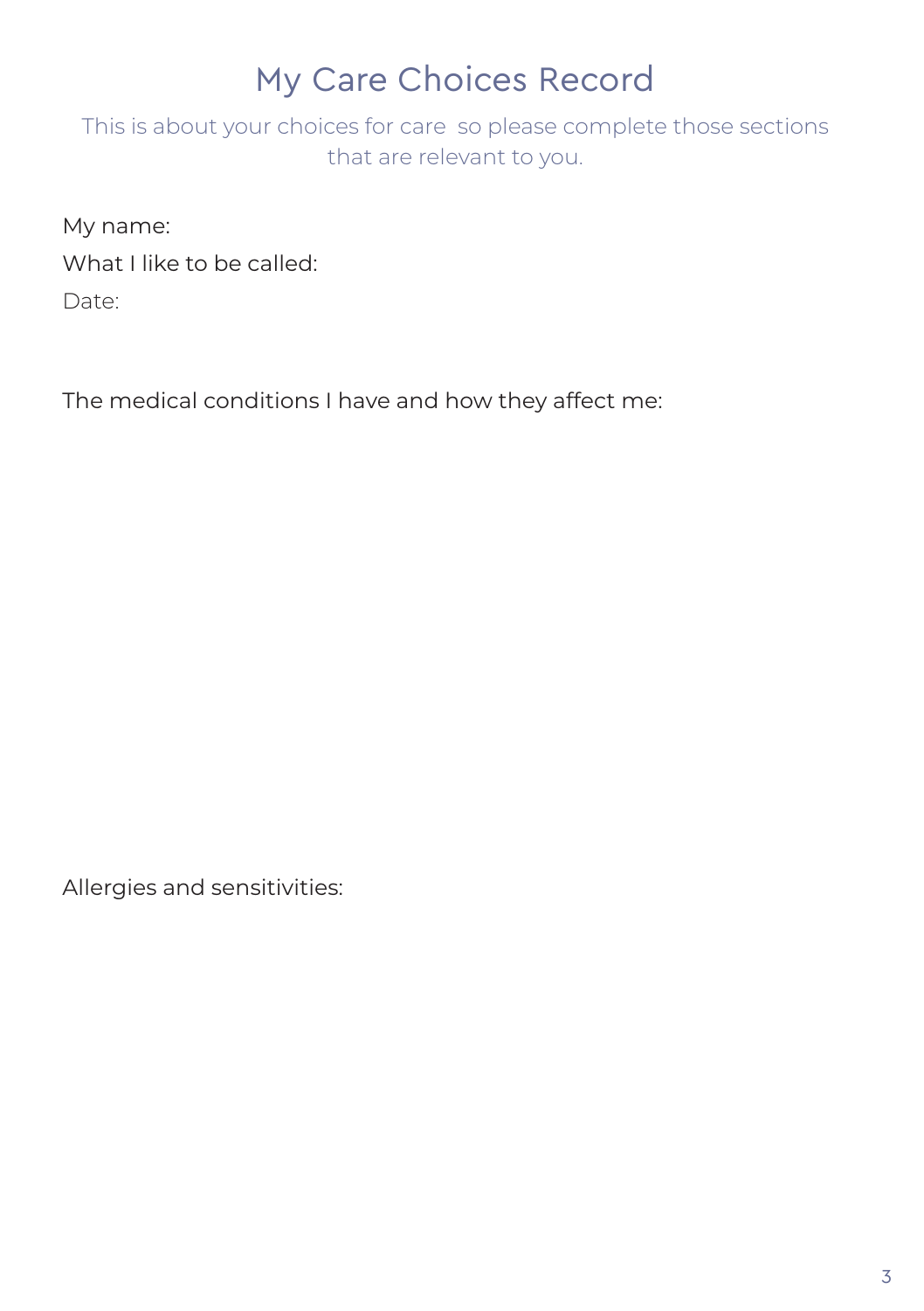# My Care Choices Record

This is about your choices for care so please complete those sections that are relevant to you.

My name:

What I like to be called:

Date:

The medical conditions I have and how they affect me:

Allergies and sensitivities: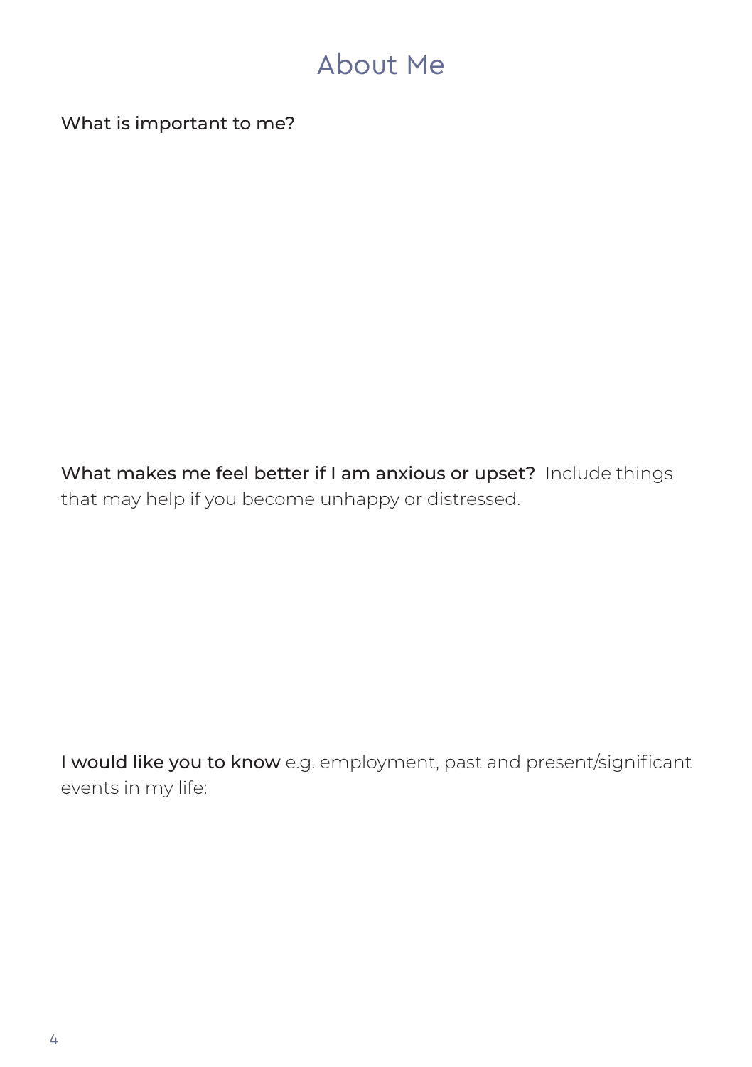# About Me

**What is important to me?**

**What makes me feel better if I am anxious or upset?** Include things that may help if you become unhappy or distressed.

**I would like you to know** e.g. employment, past and present/significant events in my life: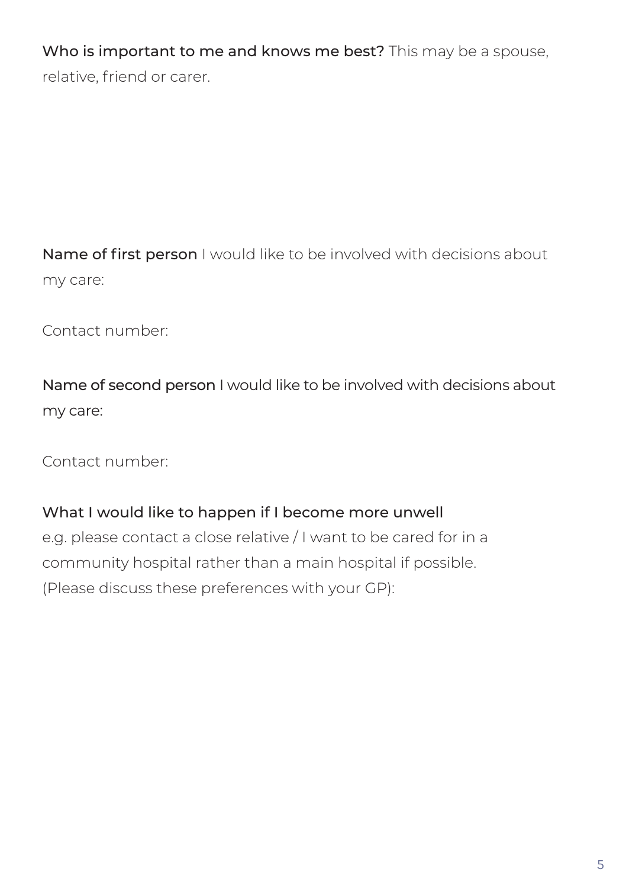**Who is important to me and knows me best?** This may be a spouse, relative, friend or carer.

**Name of first person** I would like to be involved with decisions about my care:

Contact number:

**Name of second person** I would like to be involved with decisions about my care:

Contact number:

**What I would like to happen if I become more unwell**
e.g. please contact a close relative / I want to be cared for in a community hospital rather than a main hospital if possible. (Please discuss these preferences with your GP):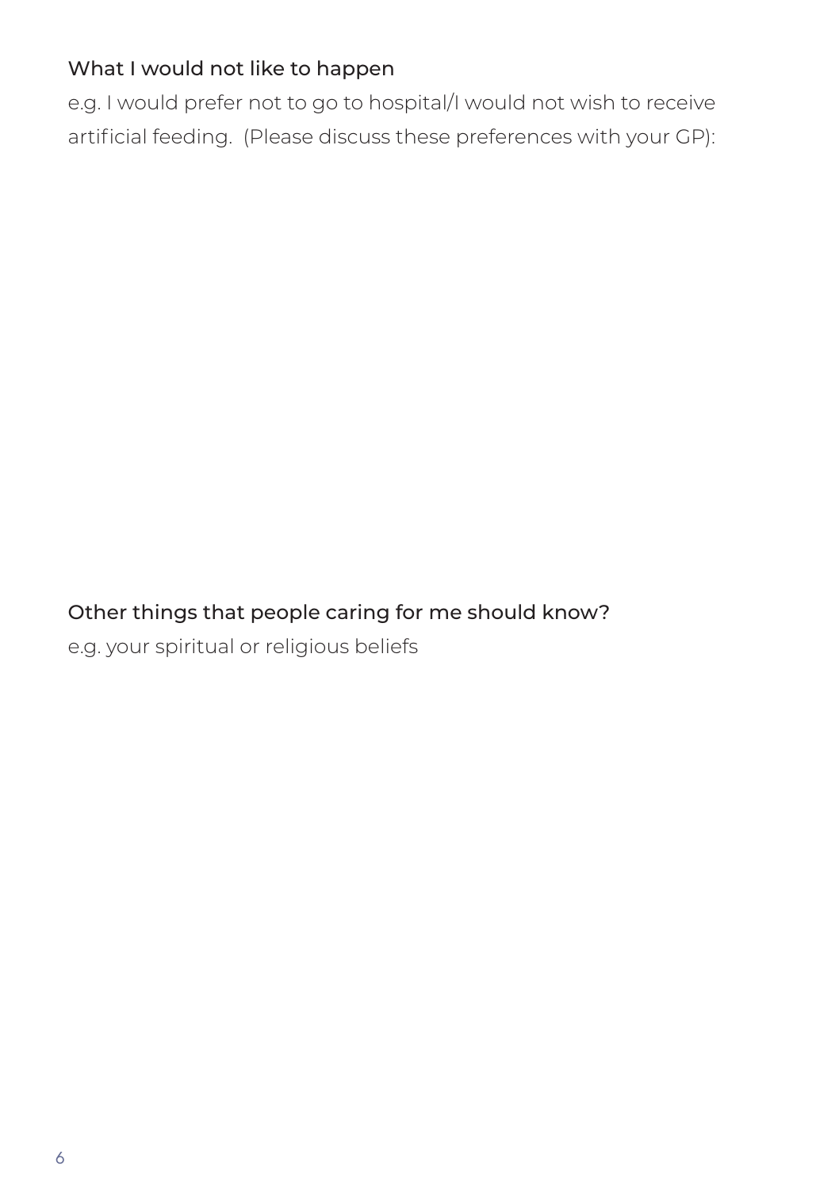### What I would not like to happen

e.g. I would prefer not to go to hospital/I would not wish to receive artificial feeding. (Please discuss these preferences with your GP):

### Other things that people caring for me should know?

e.g. your spiritual or religious beliefs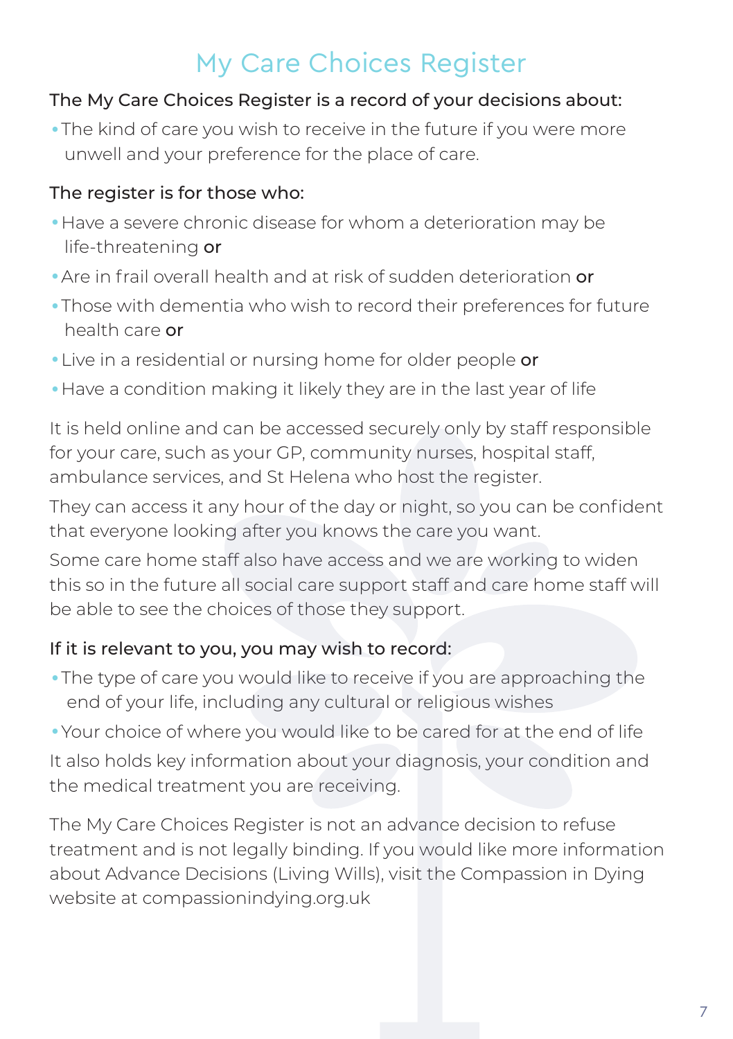# My Care Choices Register

**The My Care Choices Register is a record of your decisions about:**

- The kind of care you wish to receive in the future if you were more unwell and your preference for the place of care.

**The register is for those who:**

- Have a severe chronic disease for whom a deterioration may be life-threatening **or**
- Are in frail overall health and at risk of sudden deterioration **or**
- Those with dementia who wish to record their preferences for future health care **or**
- Live in a residential or nursing home for older people **or**
- Have a condition making it likely they are in the last year of life

It is held online and can be accessed securely only by staff responsible for your care, such as your GP, community nurses, hospital staff, ambulance services, and St Helena who host the register.

They can access it any hour of the day or night, so you can be confident that everyone looking after you knows the care you want.

Some care home staff also have access and we are working to widen this so in the future all social care support staff and care home staff will be able to see the choices of those they support.

**If it is relevant to you, you may wish to record:**

- The type of care you would like to receive if you are approaching the end of your life, including any cultural or religious wishes
- Your choice of where you would like to be cared for at the end of life

It also holds key information about your diagnosis, your condition and the medical treatment you are receiving.

The My Care Choices Register is not an advance decision to refuse treatment and is not legally binding. If you would like more information about Advance Decisions (Living Wills), visit the Compassion in Dying website at compassionindying.org.uk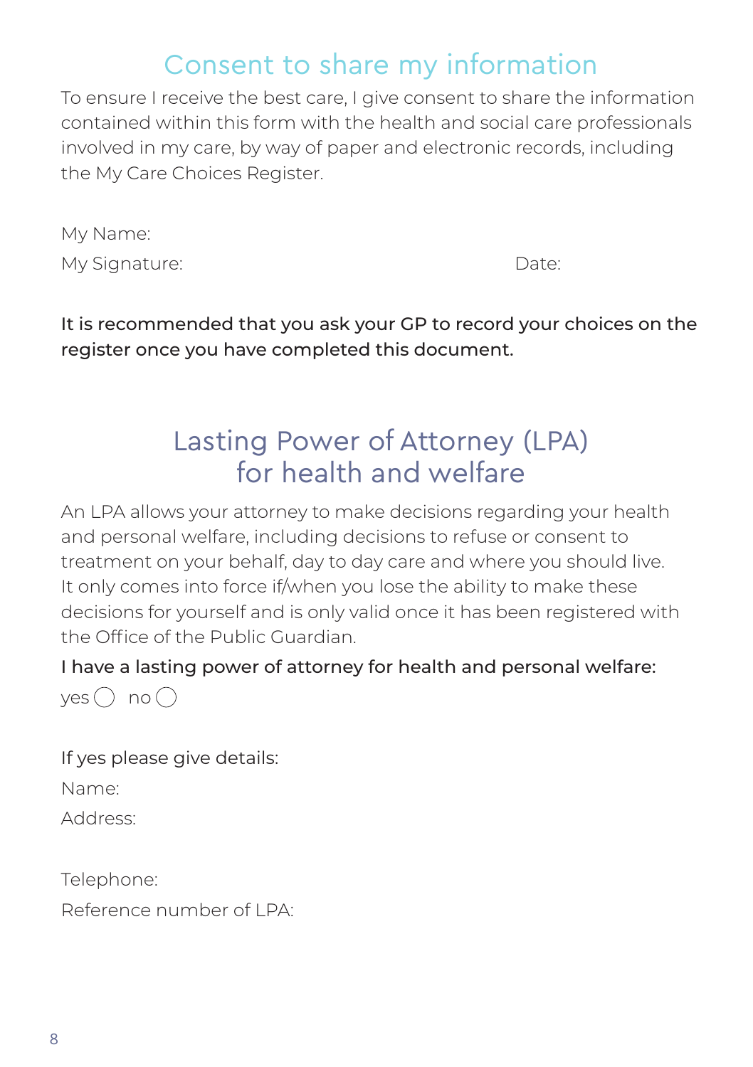# Consent to share my information

To ensure I receive the best care, I give consent to share the information contained within this form with the health and social care professionals involved in my care, by way of paper and electronic records, including the My Care Choices Register.

My Name:

My Signature: Date:

**It is recommended that you ask your GP to record your choices on the register once you have completed this document.**

# Lasting Power of Attorney (LPA) for health and welfare

An LPA allows your attorney to make decisions regarding your health and personal welfare, including decisions to refuse or consent to treatment on your behalf, day to day care and where you should live. It only comes into force if/when you lose the ability to make these decisions for yourself and is only valid once it has been registered with the Office of the Public Guardian.

**I have a lasting power of attorney for health and personal welfare:**

yes ◯ no ◯

**If yes please give details:**

Name:

Address:

Telephone:

Reference number of LPA: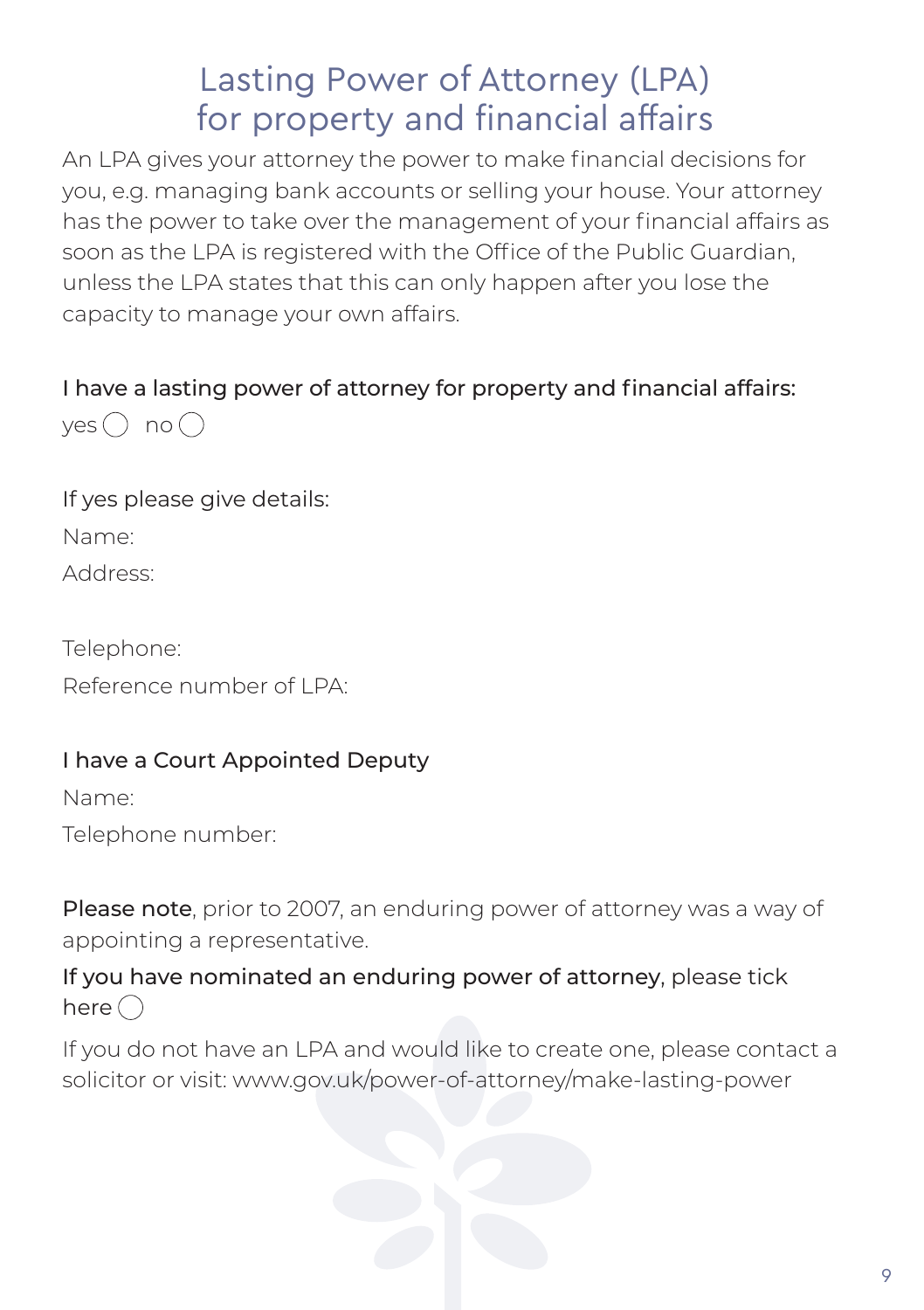# Lasting Power of Attorney (LPA) for property and financial affairs

An LPA gives your attorney the power to make financial decisions for you, e.g. managing bank accounts or selling your house. Your attorney has the power to take over the management of your financial affairs as soon as the LPA is registered with the Office of the Public Guardian, unless the LPA states that this can only happen after you lose the capacity to manage your own affairs.

I have a lasting power of attorney for property and financial affairs:

yes ◯ no ◯

If yes please give details:

Name:

Address:

Telephone:

Reference number of LPA:

I have a Court Appointed Deputy

Name:

Telephone number:

**Please note**, prior to 2007, an enduring power of attorney was a way of appointing a representative.

**If you have nominated an enduring power of attorney**, please tick here ◯

If you do not have an LPA and would like to create one, please contact a solicitor or visit: www.gov.uk/power-of-attorney/make-lasting-power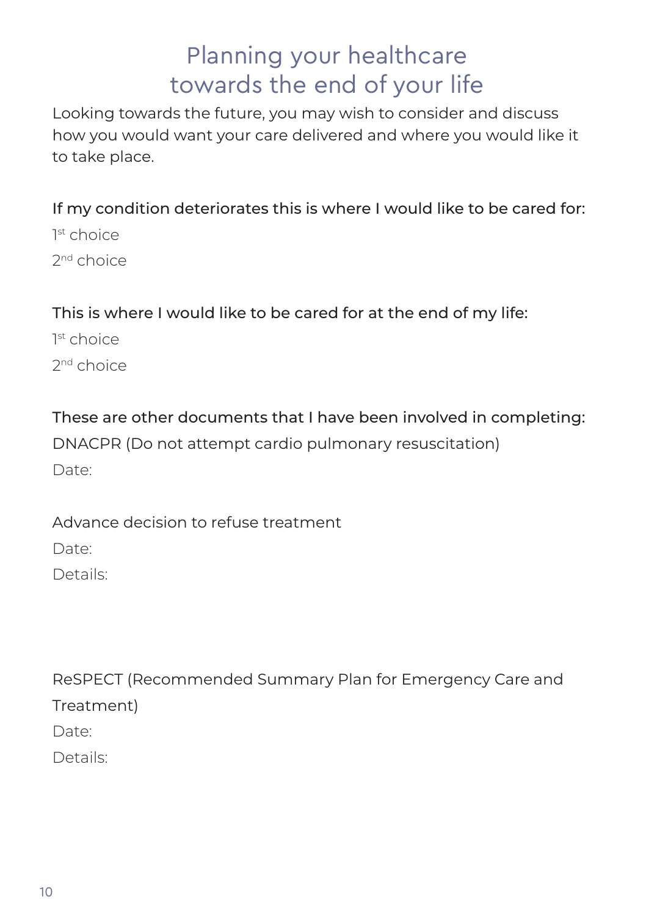# Planning your healthcare towards the end of your life

Looking towards the future, you may wish to consider and discuss how you would want your care delivered and where you would like it to take place.

If my condition deteriorates this is where I would like to be cared for:

1st choice

2nd choice

This is where I would like to be cared for at the end of my life:

1st choice

2nd choice

These are other documents that I have been involved in completing:

DNACPR (Do not attempt cardio pulmonary resuscitation)

Date:

Advance decision to refuse treatment

Date:

Details:

ReSPECT (Recommended Summary Plan for Emergency Care and Treatment)

Date:

Details: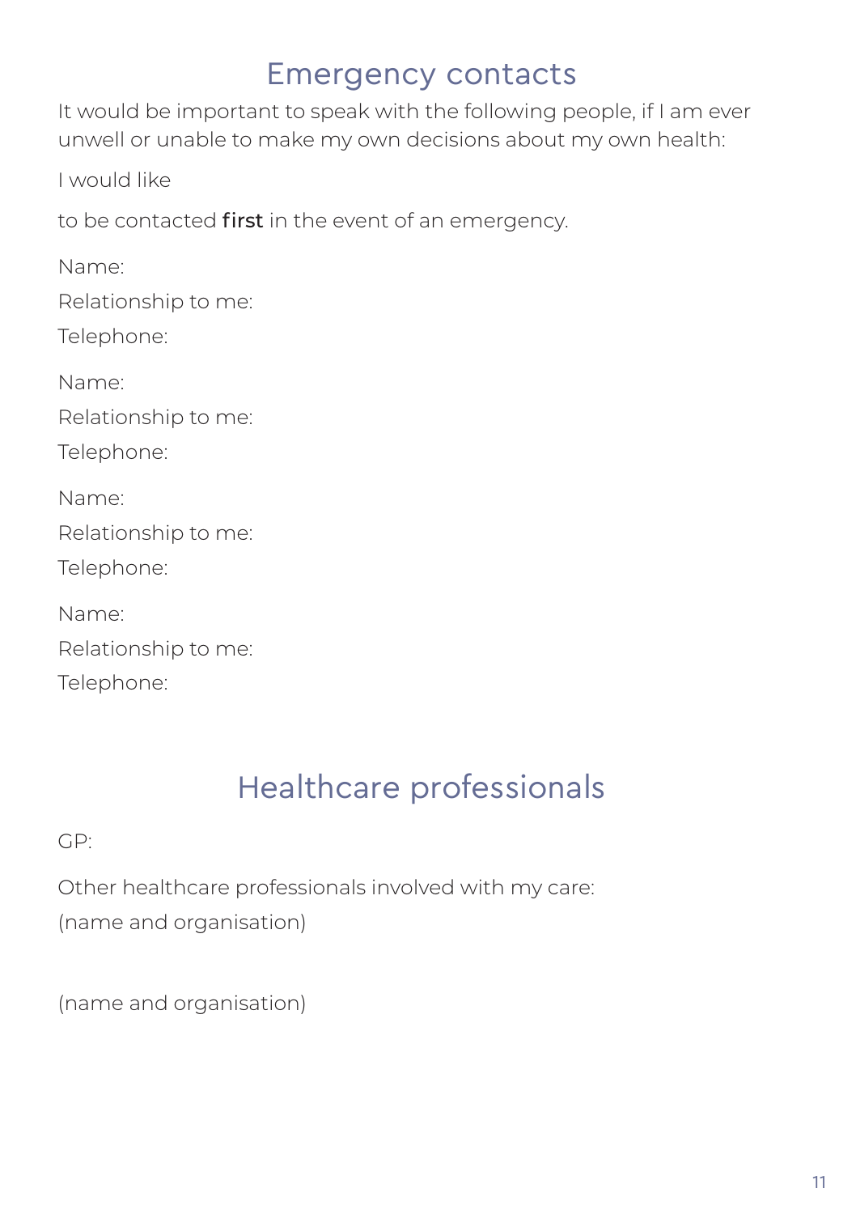## Emergency contacts

It would be important to speak with the following people, if I am ever unwell or unable to make my own decisions about my own health:

I would like

to be contacted **first** in the event of an emergency.

Name:

Relationship to me:

Telephone:

Name:

Relationship to me:

Telephone:

Name:

Relationship to me:

Telephone:

Name:

Relationship to me:

Telephone:

## Healthcare professionals

GP:

Other healthcare professionals involved with my care:
(name and organisation)

(name and organisation)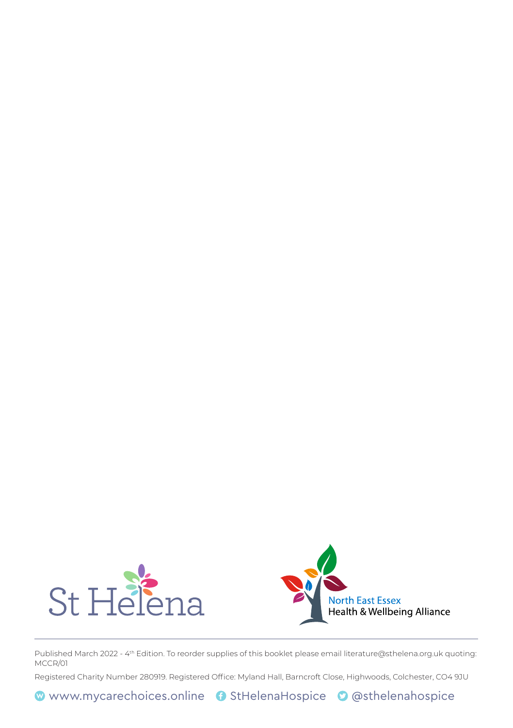St Helena

North East Essex
Health & Wellbeing Alliance

Published March 2022 - 4th Edition. To reorder supplies of this booklet please email literature@sthelena.org.uk quoting: MCCR/01

Registered Charity Number 280919. Registered Office: Myland Hall, Barncroft Close, Highwoods, Colchester, CO4 9JU

www.mycarechoices.online StHelenaHospice @sthelenahospice